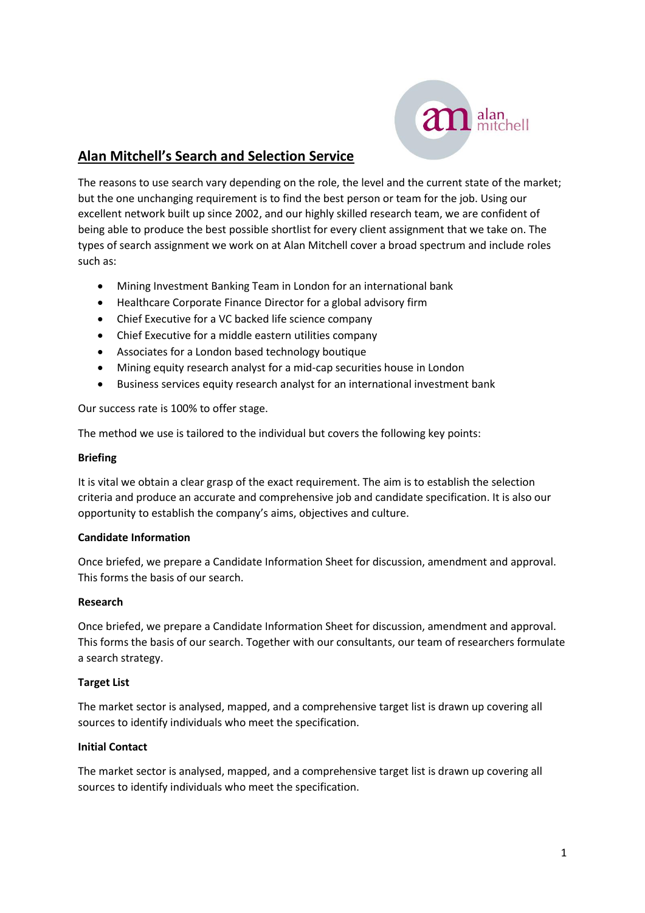# Alan Mitchell's Search and Selection Service

The reasons to use search vary depending on the role, the level and the current state of the market; but the one unchanging requirement is to find the best person or team for the job. Using our excellent network built up since 2002, and our highly skilled research team, we are confident of being able to produce the best possible shortlist for every client assignment that we take on. The types of search assignment we work on at Alan Mitchell cover a broad spectrum and include roles such as:

- Mining Investment Banking Team in London for an international bank
- Healthcare Corporate Finance Director for a global advisory firm
- Chief Executive for a VC backed life science company
- Chief Executive for a middle eastern utilities company
- Associates for a London based technology boutique
- Mining equity research analyst for a mid-cap securities house in London
- Business services equity research analyst for an international investment bank

Our success rate is 100% to offer stage.

The method we use is tailored to the individual but covers the following key points:

**Briefing**

It is vital we obtain a clear grasp of the exact requirement. The aim is to establish the selection criteria and produce an accurate and comprehensive job and candidate specification. It is also our opportunity to establish the company's aims, objectives and culture.

**Candidate Information**

Once briefed, we prepare a Candidate Information Sheet for discussion, amendment and approval. This forms the basis of our search.

**Research**

Once briefed, we prepare a Candidate Information Sheet for discussion, amendment and approval. This forms the basis of our search. Together with our consultants, our team of researchers formulate a search strategy.

**Target List**

The market sector is analysed, mapped, and a comprehensive target list is drawn up covering all sources to identify individuals who meet the specification.

**Initial Contact**

The market sector is analysed, mapped, and a comprehensive target list is drawn up covering all sources to identify individuals who meet the specification.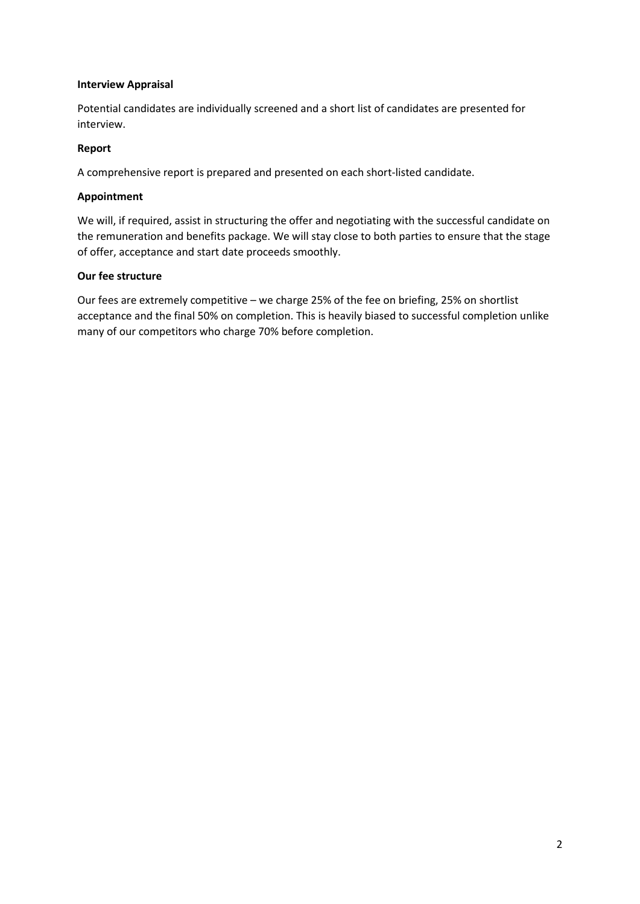**Interview Appraisal**

Potential candidates are individually screened and a short list of candidates are presented for interview.

**Report**

A comprehensive report is prepared and presented on each short-listed candidate.

**Appointment**

We will, if required, assist in structuring the offer and negotiating with the successful candidate on the remuneration and benefits package. We will stay close to both parties to ensure that the stage of offer, acceptance and start date proceeds smoothly.

**Our fee structure**

Our fees are extremely competitive – we charge 25% of the fee on briefing, 25% on shortlist acceptance and the final 50% on completion. This is heavily biased to successful completion unlike many of our competitors who charge 70% before completion.